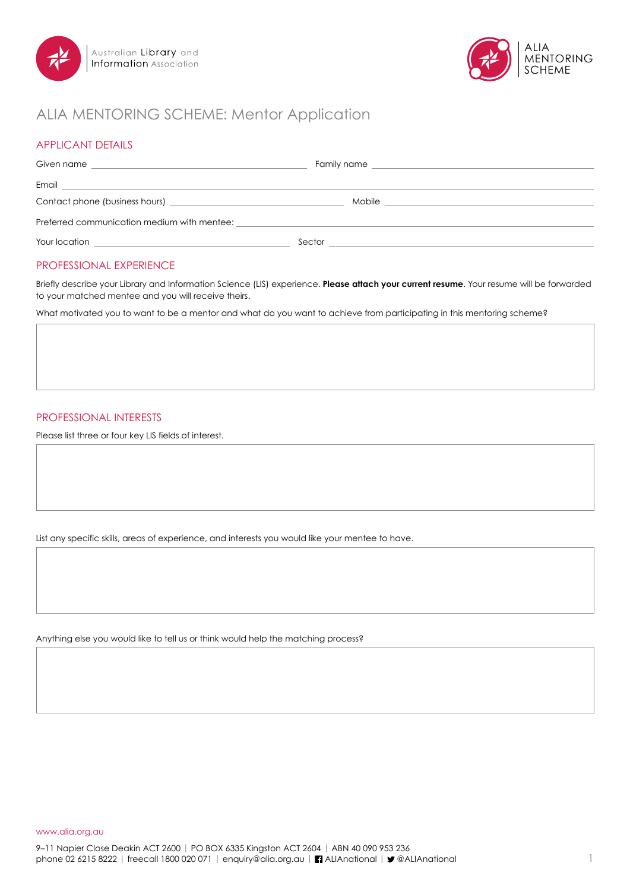Australian Library and Information Association

ALIA MENTORING SCHEME

# ALIA MENTORING SCHEME: Mentor Application

## APPLICANT DETAILS

Given name ______________________ Family name ______________________

Email ______________________

Contact phone (business hours) ______________________ Mobile ______________________

Preferred communication medium with mentee: ______________________

Your location ______________________ Sector ______________________

## PROFESSIONAL EXPERIENCE

Briefly describe your Library and Information Science (LIS) experience. **Please attach your current resume**. Your resume will be forwarded to your matched mentee and you will receive theirs.

What motivated you to want to be a mentor and what do you want to achieve from participating in this mentoring scheme?

## PROFESSIONAL INTERESTS

Please list three or four key LIS fields of interest.

List any specific skills, areas of experience, and interests you would like your mentee to have.

Anything else you would like to tell us or think would help the matching process?

www.alia.org.au

9–11 Napier Close Deakin ACT 2600 | PO BOX 6335 Kingston ACT 2604 | ABN 40 090 953 236
phone 02 6215 8222 | freecall 1800 020 071 | enquiry@alia.org.au | ALIAnational | @ALIAnational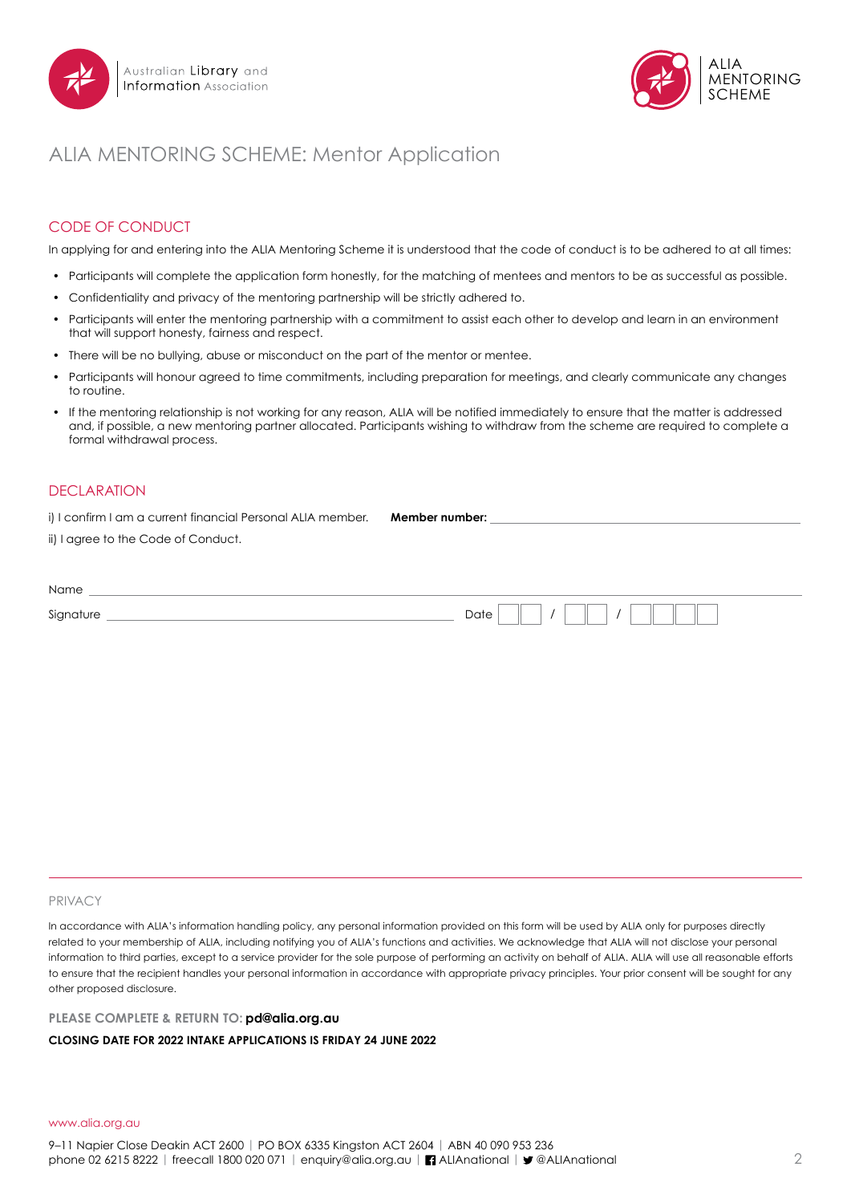Australian Library and Information Association

ALIA MENTORING SCHEME

# ALIA MENTORING SCHEME: Mentor Application

## CODE OF CONDUCT

In applying for and entering into the ALIA Mentoring Scheme it is understood that the code of conduct is to be adhered to at all times:

- Participants will complete the application form honestly, for the matching of mentees and mentors to be as successful as possible.
- Confidentiality and privacy of the mentoring partnership will be strictly adhered to.
- Participants will enter the mentoring partnership with a commitment to assist each other to develop and learn in an environment that will support honesty, fairness and respect.
- There will be no bullying, abuse or misconduct on the part of the mentor or mentee.
- Participants will honour agreed to time commitments, including preparation for meetings, and clearly communicate any changes to routine.
- If the mentoring relationship is not working for any reason, ALIA will be notified immediately to ensure that the matter is addressed and, if possible, a new mentoring partner allocated. Participants wishing to withdraw from the scheme are required to complete a formal withdrawal process.

## DECLARATION

i) I confirm I am a current financial Personal ALIA member. **Member number:** ______________________

ii) I agree to the Code of Conduct.

Name ______________________________________________

Signature ______________________________ Date __ __ / __ __ / __ __ __ __

## PRIVACY

In accordance with ALIA's information handling policy, any personal information provided on this form will be used by ALIA only for purposes directly related to your membership of ALIA, including notifying you of ALIA's functions and activities. We acknowledge that ALIA will not disclose your personal information to third parties, except to a service provider for the sole purpose of performing an activity on behalf of ALIA. ALIA will use all reasonable efforts to ensure that the recipient handles your personal information in accordance with appropriate privacy principles. Your prior consent will be sought for any other proposed disclosure.

**PLEASE COMPLETE & RETURN TO: pd@alia.org.au**

**CLOSING DATE FOR 2022 INTAKE APPLICATIONS IS FRIDAY 24 JUNE 2022**

www.alia.org.au

9–11 Napier Close Deakin ACT 2600 | PO BOX 6335 Kingston ACT 2604 | ABN 40 090 953 236
phone 02 6215 8222 | freecall 1800 020 071 | enquiry@alia.org.au | ALIAnational | @ALIAnational